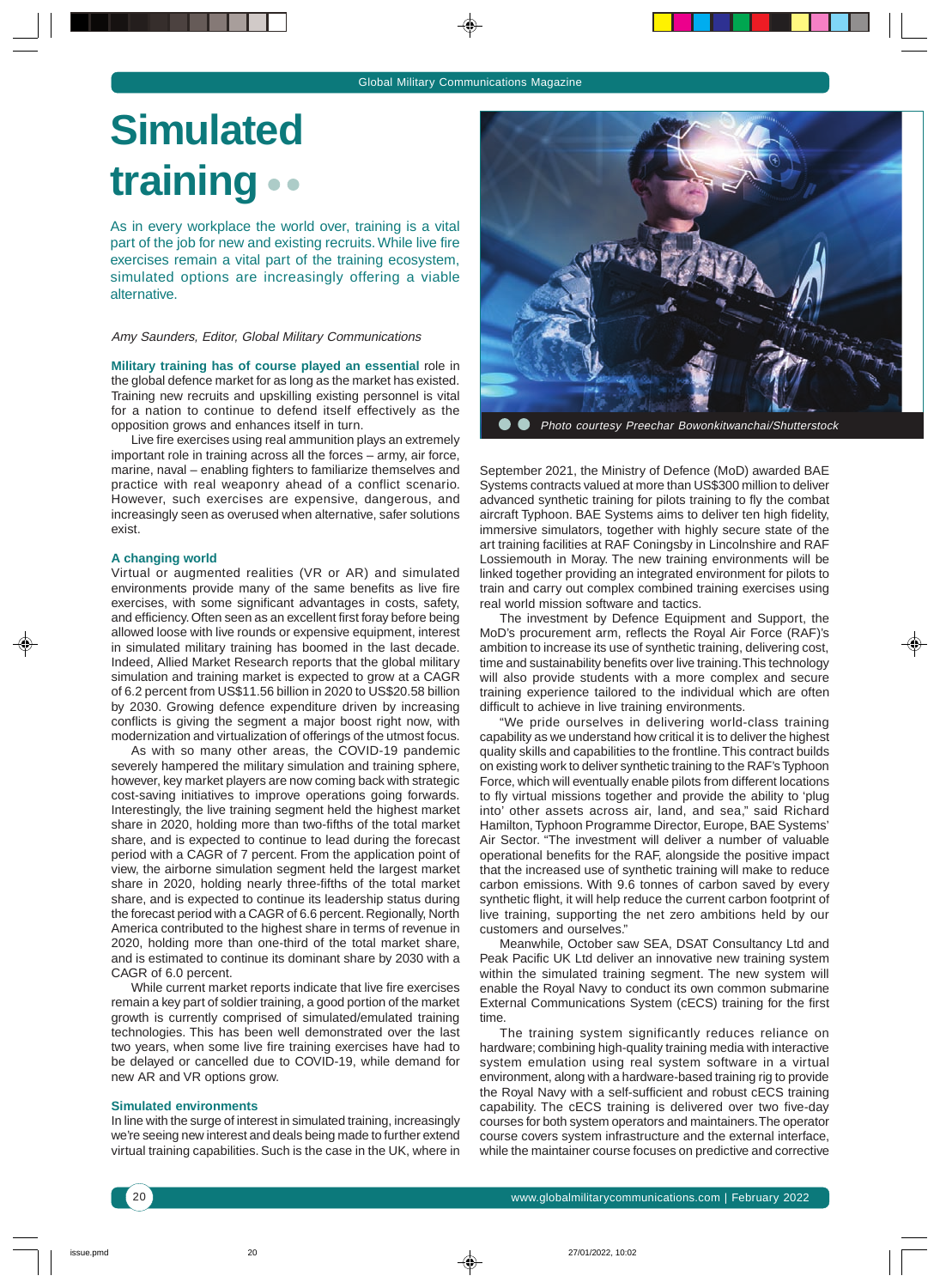# Simulated training

As in every workplace the world over, training is a vital part of the job for new and existing recruits. While live fire exercises remain a vital part of the training ecosystem, simulated options are increasingly offering a viable alternative.

*Amy Saunders, Editor, Global Military Communications*

**Military training has of course played an essential** role in the global defence market for as long as the market has existed. Training new recruits and upskilling existing personnel is vital for a nation to continue to defend itself effectively as the opposition grows and enhances itself in turn.

Live fire exercises using real ammunition plays an extremely important role in training across all the forces – army, air force, marine, naval – enabling fighters to familiarize themselves and practice with real weaponry ahead of a conflict scenario. However, such exercises are expensive, dangerous, and increasingly seen as overused when alternative, safer solutions exist.

### A changing world

Virtual or augmented realities (VR or AR) and simulated environments provide many of the same benefits as live fire exercises, with some significant advantages in costs, safety, and efficiency. Often seen as an excellent first foray before being allowed loose with live rounds or expensive equipment, interest in simulated military training has boomed in the last decade. Indeed, Allied Market Research reports that the global military simulation and training market is expected to grow at a CAGR of 6.2 percent from US$11.56 billion in 2020 to US$20.58 billion by 2030. Growing defence expenditure driven by increasing conflicts is giving the segment a major boost right now, with modernization and virtualization of offerings of the utmost focus.

As with so many other areas, the COVID-19 pandemic severely hampered the military simulation and training sphere, however, key market players are now coming back with strategic cost-saving initiatives to improve operations going forwards. Interestingly, the live training segment held the highest market share in 2020, holding more than two-fifths of the total market share, and is expected to continue to lead during the forecast period with a CAGR of 7 percent. From the application point of view, the airborne simulation segment held the largest market share in 2020, holding nearly three-fifths of the total market share, and is expected to continue its leadership status during the forecast period with a CAGR of 6.6 percent. Regionally, North America contributed to the highest share in terms of revenue in 2020, holding more than one-third of the total market share, and is estimated to continue its dominant share by 2030 with a CAGR of 6.0 percent.

While current market reports indicate that live fire exercises remain a key part of soldier training, a good portion of the market growth is currently comprised of simulated/emulated training technologies. This has been well demonstrated over the last two years, when some live fire training exercises have had to be delayed or cancelled due to COVID-19, while demand for new AR and VR options grow.

### Simulated environments

In line with the surge of interest in simulated training, increasingly we're seeing new interest and deals being made to further extend virtual training capabilities. Such is the case in the UK, where in September 2021, the Ministry of Defence (MoD) awarded BAE Systems contracts valued at more than US$300 million to deliver advanced synthetic training for pilots training to fly the combat aircraft Typhoon. BAE Systems aims to deliver ten high fidelity, immersive simulators, together with highly secure state of the art training facilities at RAF Coningsby in Lincolnshire and RAF Lossiemouth in Moray. The new training environments will be linked together providing an integrated environment for pilots to train and carry out complex combined training exercises using real world mission software and tactics.

Photo courtesy Preechar Bowonkitwanchai/Shutterstock

The investment by Defence Equipment and Support, the MoD's procurement arm, reflects the Royal Air Force (RAF)'s ambition to increase its use of synthetic training, delivering cost, time and sustainability benefits over live training. This technology will also provide students with a more complex and secure training experience tailored to the individual which are often difficult to achieve in live training environments.

"We pride ourselves in delivering world-class training capability as we understand how critical it is to deliver the highest quality skills and capabilities to the frontline. This contract builds on existing work to deliver synthetic training to the RAF's Typhoon Force, which will eventually enable pilots from different locations to fly virtual missions together and provide the ability to 'plug into' other assets across air, land, and sea," said Richard Hamilton, Typhoon Programme Director, Europe, BAE Systems' Air Sector. "The investment will deliver a number of valuable operational benefits for the RAF, alongside the positive impact that the increased use of synthetic training will make to reduce carbon emissions. With 9.6 tonnes of carbon saved by every synthetic flight, it will help reduce the current carbon footprint of live training, supporting the net zero ambitions held by our customers and ourselves."

Meanwhile, October saw SEA, DSAT Consultancy Ltd and Peak Pacific UK Ltd deliver an innovative new training system within the simulated training segment. The new system will enable the Royal Navy to conduct its own common submarine External Communications System (cECS) training for the first time.

The training system significantly reduces reliance on hardware; combining high-quality training media with interactive system emulation using real system software in a virtual environment, along with a hardware-based training rig to provide the Royal Navy with a self-sufficient and robust cECS training capability. The cECS training is delivered over two five-day courses for both system operators and maintainers. The operator course covers system infrastructure and the external interface, while the maintainer course focuses on predictive and corrective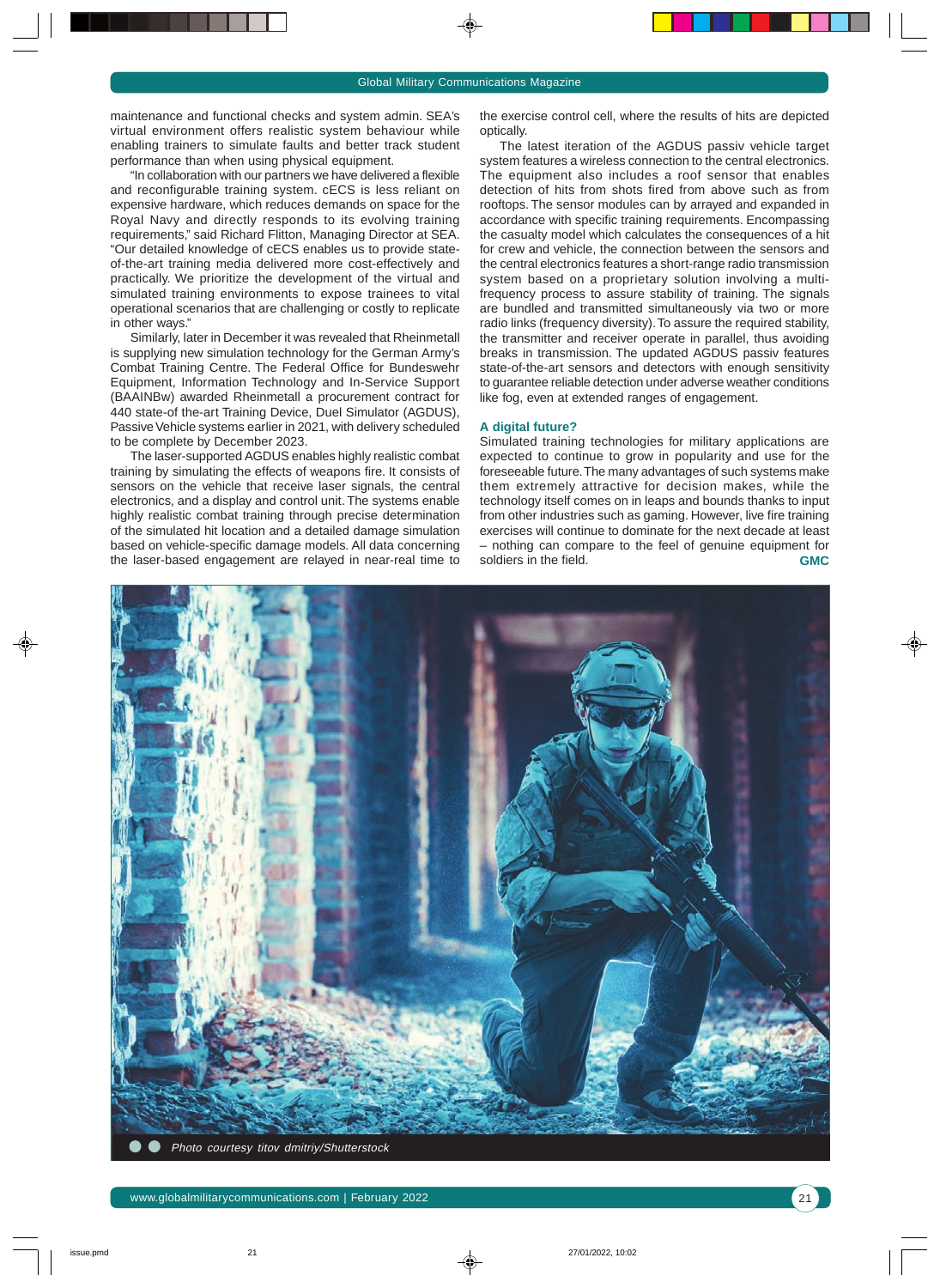maintenance and functional checks and system admin. SEA's virtual environment offers realistic system behaviour while enabling trainers to simulate faults and better track student performance than when using physical equipment.

"In collaboration with our partners we have delivered a flexible and reconfigurable training system. cECS is less reliant on expensive hardware, which reduces demands on space for the Royal Navy and directly responds to its evolving training requirements," said Richard Flitton, Managing Director at SEA. "Our detailed knowledge of cECS enables us to provide state-of-the-art training media delivered more cost-effectively and practically. We prioritize the development of the virtual and simulated training environments to expose trainees to vital operational scenarios that are challenging or costly to replicate in other ways."

Similarly, later in December it was revealed that Rheinmetall is supplying new simulation technology for the German Army's Combat Training Centre. The Federal Office for Bundeswehr Equipment, Information Technology and In-Service Support (BAAINBw) awarded Rheinmetall a procurement contract for 440 state-of the-art Training Device, Duel Simulator (AGDUS), Passive Vehicle systems earlier in 2021, with delivery scheduled to be complete by December 2023.

The laser-supported AGDUS enables highly realistic combat training by simulating the effects of weapons fire. It consists of sensors on the vehicle that receive laser signals, the central electronics, and a display and control unit. The systems enable highly realistic combat training through precise determination of the simulated hit location and a detailed damage simulation based on vehicle-specific damage models. All data concerning the laser-based engagement are relayed in near-real time to the exercise control cell, where the results of hits are depicted optically.

The latest iteration of the AGDUS passiv vehicle target system features a wireless connection to the central electronics. The equipment also includes a roof sensor that enables detection of hits from shots fired from above such as from rooftops. The sensor modules can by arrayed and expanded in accordance with specific training requirements. Encompassing the casualty model which calculates the consequences of a hit for crew and vehicle, the connection between the sensors and the central electronics features a short-range radio transmission system based on a proprietary solution involving a multi-frequency process to assure stability of training. The signals are bundled and transmitted simultaneously via two or more radio links (frequency diversity). To assure the required stability, the transmitter and receiver operate in parallel, thus avoiding breaks in transmission. The updated AGDUS passiv features state-of-the-art sensors and detectors with enough sensitivity to guarantee reliable detection under adverse weather conditions like fog, even at extended ranges of engagement.

## A digital future?

Simulated training technologies for military applications are expected to continue to grow in popularity and use for the foreseeable future. The many advantages of such systems make them extremely attractive for decision makes, while the technology itself comes on in leaps and bounds thanks to input from other industries such as gaming. However, live fire training exercises will continue to dominate for the next decade at least – nothing can compare to the feel of genuine equipment for soldiers in the field. **GMC**

*Photo courtesy titov dmitriy/Shutterstock*